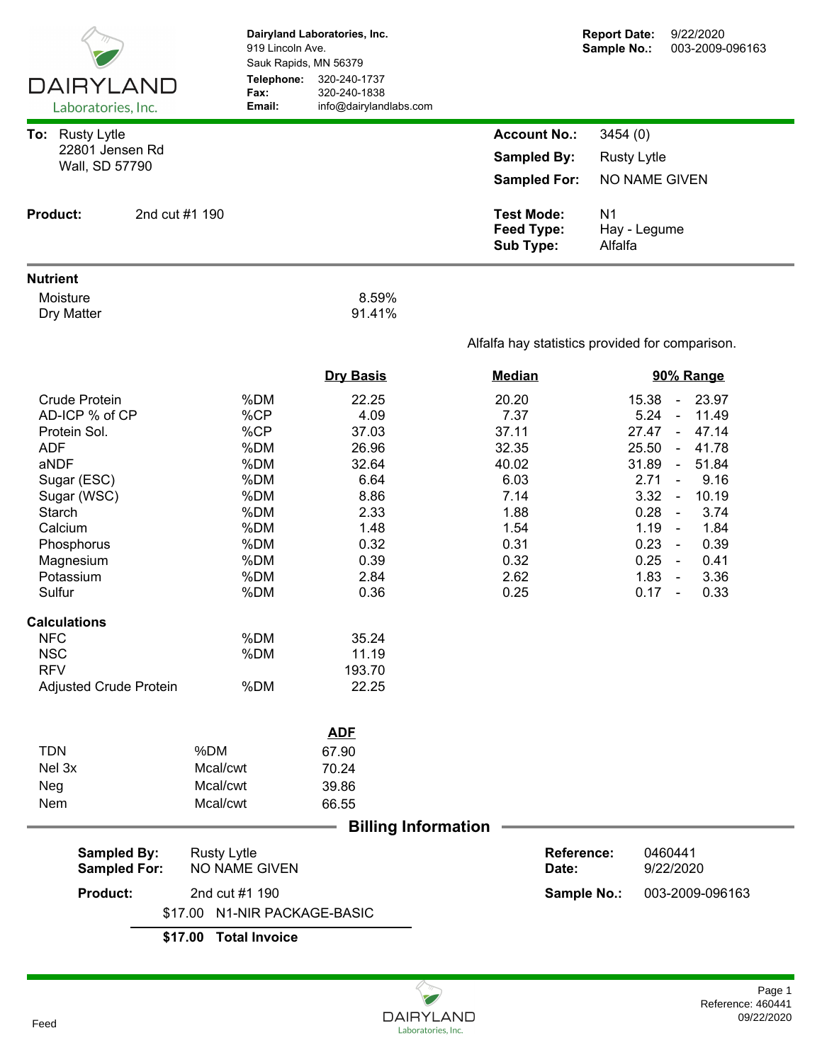**DAIRYLAND**
Laboratories, Inc.

**Dairyland Laboratories, Inc.**
919 Lincoln Ave.
Sauk Rapids, MN 56379
**Telephone:** 320-240-1737
**Fax:** 320-240-1838
**Email:** info@dairylandlabs.com

**Report Date:** 9/22/2020
**Sample No.:** 003-2009-096163

**To:** Rusty Lytle
22801 Jensen Rd
Wall, SD 57790

**Account No.:** 3454 (0)
**Sampled By:** Rusty Lytle
**Sampled For:** NO NAME GIVEN

**Product:** 2nd cut #1 190

**Test Mode:** N1
**Feed Type:** Hay - Legume
**Sub Type:** Alfalfa

## Nutrient

| | |
|---|---|
| Moisture | 8.59% |
| Dry Matter | 91.41% |

Alfalfa hay statistics provided for comparison.

| | | Dry Basis | Median | 90% Range |
|---|---|---|---|---|
| Crude Protein | %DM | 22.25 | 20.20 | 15.38 - 23.97 |
| AD-ICP % of CP | %CP | 4.09 | 7.37 | 5.24 - 11.49 |
| Protein Sol. | %CP | 37.03 | 37.11 | 27.47 - 47.14 |
| ADF | %DM | 26.96 | 32.35 | 25.50 - 41.78 |
| aNDF | %DM | 32.64 | 40.02 | 31.89 - 51.84 |
| Sugar (ESC) | %DM | 6.64 | 6.03 | 2.71 - 9.16 |
| Sugar (WSC) | %DM | 8.86 | 7.14 | 3.32 - 10.19 |
| Starch | %DM | 2.33 | 1.88 | 0.28 - 3.74 |
| Calcium | %DM | 1.48 | 1.54 | 1.19 - 1.84 |
| Phosphorus | %DM | 0.32 | 0.31 | 0.23 - 0.39 |
| Magnesium | %DM | 0.39 | 0.32 | 0.25 - 0.41 |
| Potassium | %DM | 2.84 | 2.62 | 1.83 - 3.36 |
| Sulfur | %DM | 0.36 | 0.25 | 0.17 - 0.33 |

## Calculations

| | | |
|---|---|---|
| NFC | %DM | 35.24 |
| NSC | %DM | 11.19 |
| RFV | | 193.70 |
| Adjusted Crude Protein | %DM | 22.25 |

| | | ADF |
|---|---|---|
| TDN | %DM | 67.90 |
| Nel 3x | Mcal/cwt | 70.24 |
| Neg | Mcal/cwt | 39.86 |
| Nem | Mcal/cwt | 66.55 |

## Billing Information

**Sampled By:** Rusty Lytle
**Sampled For:** NO NAME GIVEN
**Product:** 2nd cut #1 190

**Reference:** 0460441
**Date:** 9/22/2020
**Sample No.:** 003-2009-096163

| | |
|---|---|
| $17.00 | N1-NIR PACKAGE-BASIC |
| **$17.00** | **Total Invoice** |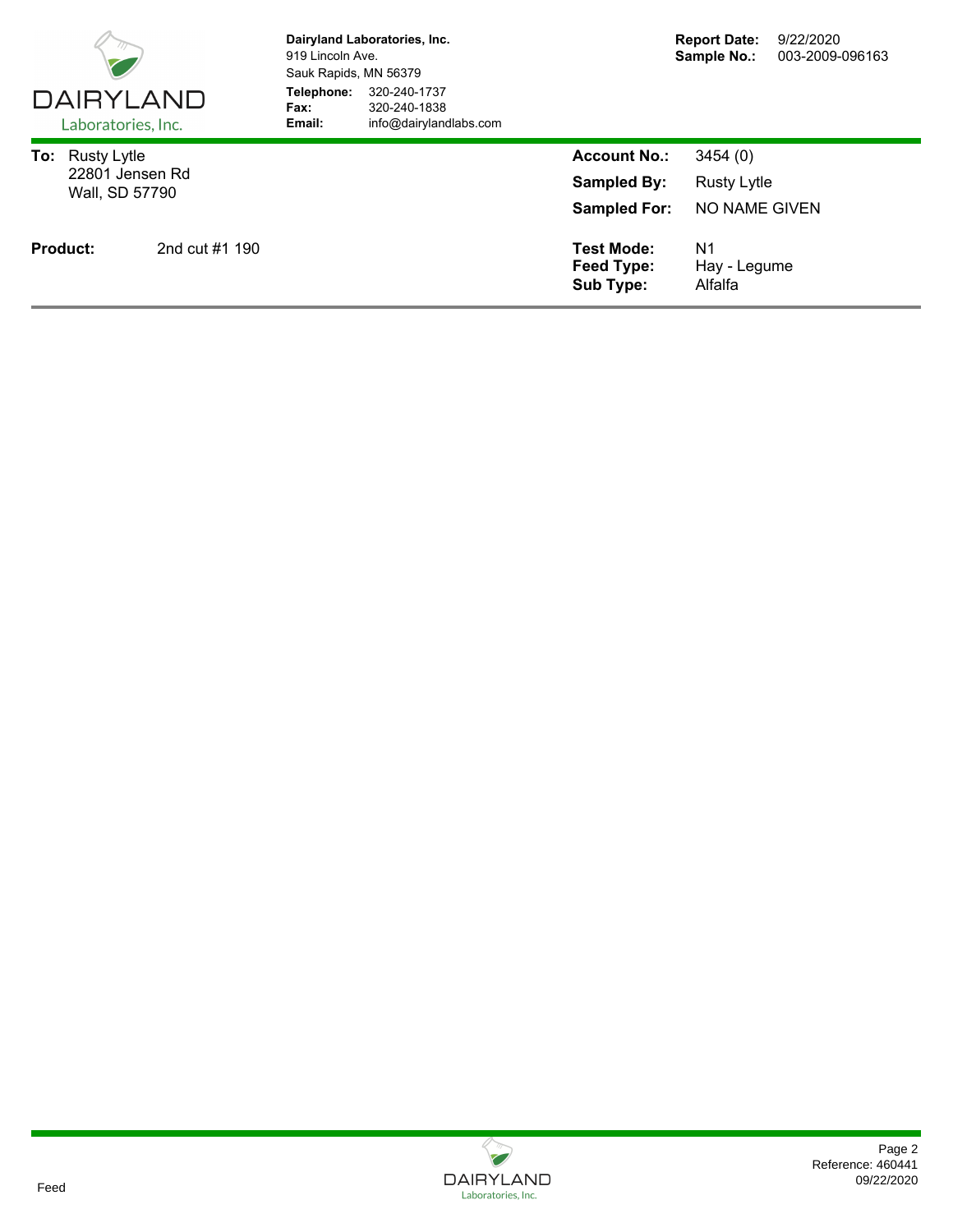**Dairyland Laboratories, Inc.**
919 Lincoln Ave.
Sauk Rapids, MN 56379

**Telephone:** 320-240-1737
**Fax:** 320-240-1838
**Email:** info@dairylandlabs.com

**Report Date:** 9/22/2020
**Sample No.:** 003-2009-096163

**To:** Rusty Lytle
22801 Jensen Rd
Wall, SD 57790

**Account No.:** 3454 (0)
**Sampled By:** Rusty Lytle
**Sampled For:** NO NAME GIVEN

**Product:** 2nd cut #1 190

**Test Mode:** N1
**Feed Type:** Hay - Legume
**Sub Type:** Alfalfa